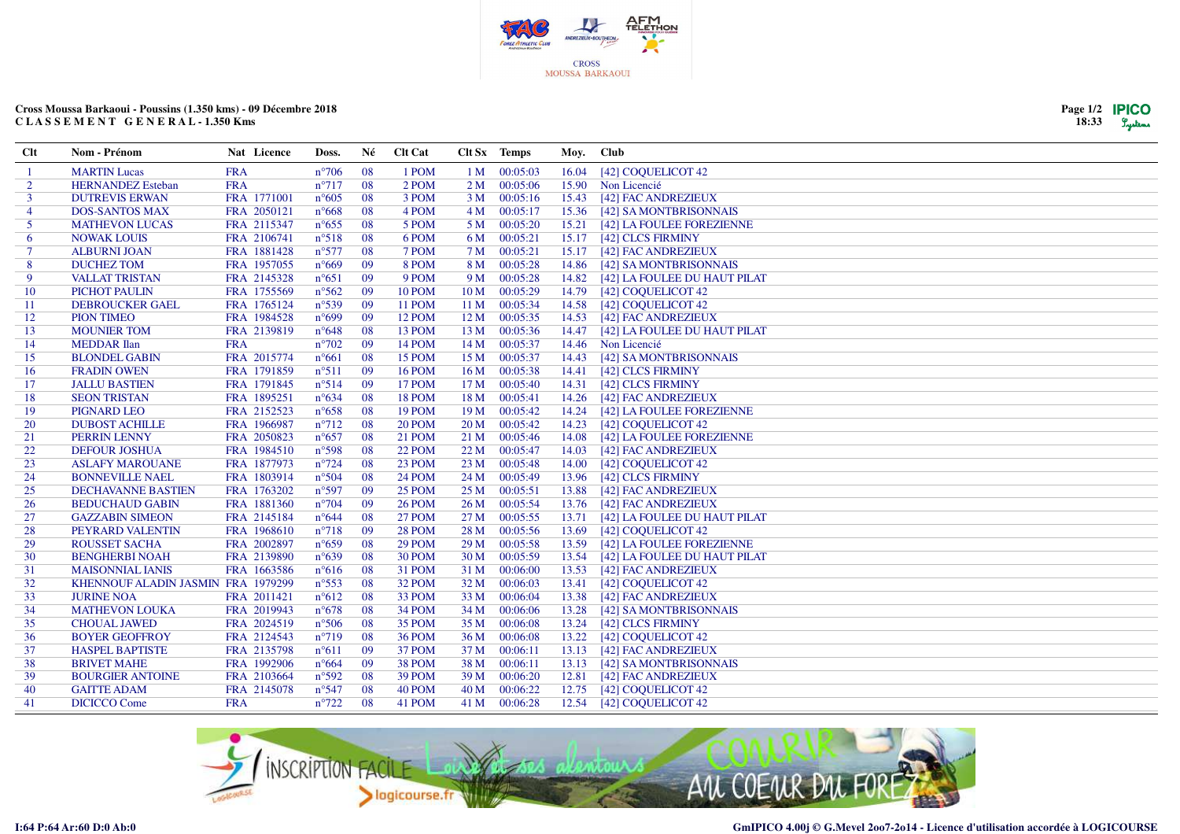CROSS
MOUSSA BARKAOUI

**Cross Moussa Barkaoui - Poussins (1.350 kms) - 09 Décembre 2018**
**C L A S S E M E N T G E N E R A L - 1.350 Kms**

| Clt | Nom - Prénom | Nat | Licence | Doss. | Né | Clt Cat | Clt Sx | Temps | Moy. | Club |
|---|---|---|---|---|---|---|---|---|---|---|
| 1 | MARTIN Lucas | FRA | | n°706 | 08 | 1 POM | 1 M | 00:05:03 | 16.04 | [42] COQUELICOT 42 |
| 2 | HERNANDEZ Esteban | FRA | | n°717 | 08 | 2 POM | 2 M | 00:05:06 | 15.90 | Non Licencié |
| 3 | DUTREVIS ERWAN | FRA | 1771001 | n°605 | 08 | 3 POM | 3 M | 00:05:16 | 15.43 | [42] FAC ANDREZIEUX |
| 4 | DOS-SANTOS MAX | FRA | 2050121 | n°668 | 08 | 4 POM | 4 M | 00:05:17 | 15.36 | [42] SA MONTBRISONNAIS |
| 5 | MATHEVON LUCAS | FRA | 2115347 | n°655 | 08 | 5 POM | 5 M | 00:05:20 | 15.21 | [42] LA FOULEE FOREZIENNE |
| 6 | NOWAK LOUIS | FRA | 2106741 | n°518 | 08 | 6 POM | 6 M | 00:05:21 | 15.17 | [42] CLCS FIRMINY |
| 7 | ALBURNI JOAN | FRA | 1881428 | n°577 | 08 | 7 POM | 7 M | 00:05:21 | 15.17 | [42] FAC ANDREZIEUX |
| 8 | DUCHEZ TOM | FRA | 1957055 | n°669 | 09 | 8 POM | 8 M | 00:05:28 | 14.86 | [42] SA MONTBRISONNAIS |
| 9 | VALLAT TRISTAN | FRA | 2145328 | n°651 | 09 | 9 POM | 9 M | 00:05:28 | 14.82 | [42] LA FOULEE DU HAUT PILAT |
| 10 | PICHOT PAULIN | FRA | 1755569 | n°562 | 09 | 10 POM | 10 M | 00:05:29 | 14.79 | [42] COQUELICOT 42 |
| 11 | DEBROUCKER GAEL | FRA | 1765124 | n°539 | 09 | 11 POM | 11 M | 00:05:34 | 14.58 | [42] COQUELICOT 42 |
| 12 | PION TIMEO | FRA | 1984528 | n°699 | 09 | 12 POM | 12 M | 00:05:35 | 14.53 | [42] FAC ANDREZIEUX |
| 13 | MOUNIER TOM | FRA | 2139819 | n°648 | 08 | 13 POM | 13 M | 00:05:36 | 14.47 | [42] LA FOULEE DU HAUT PILAT |
| 14 | MEDDAR Ilan | FRA | | n°702 | 09 | 14 POM | 14 M | 00:05:37 | 14.46 | Non Licencié |
| 15 | BLONDEL GABIN | FRA | 2015774 | n°661 | 08 | 15 POM | 15 M | 00:05:37 | 14.43 | [42] SA MONTBRISONNAIS |
| 16 | FRADIN OWEN | FRA | 1791859 | n°511 | 09 | 16 POM | 16 M | 00:05:38 | 14.41 | [42] CLCS FIRMINY |
| 17 | JALLU BASTIEN | FRA | 1791845 | n°514 | 09 | 17 POM | 17 M | 00:05:40 | 14.31 | [42] CLCS FIRMINY |
| 18 | SEON TRISTAN | FRA | 1895251 | n°634 | 08 | 18 POM | 18 M | 00:05:41 | 14.26 | [42] FAC ANDREZIEUX |
| 19 | PIGNARD LEO | FRA | 2152523 | n°658 | 08 | 19 POM | 19 M | 00:05:42 | 14.24 | [42] LA FOULEE FOREZIENNE |
| 20 | DUBOST ACHILLE | FRA | 1966987 | n°712 | 08 | 20 POM | 20 M | 00:05:42 | 14.23 | [42] COQUELICOT 42 |
| 21 | PERRIN LENNY | FRA | 2050823 | n°657 | 08 | 21 POM | 21 M | 00:05:46 | 14.08 | [42] LA FOULEE FOREZIENNE |
| 22 | DEFOUR JOSHUA | FRA | 1984510 | n°598 | 08 | 22 POM | 22 M | 00:05:47 | 14.03 | [42] FAC ANDREZIEUX |
| 23 | ASLAFY MAROUANE | FRA | 1877973 | n°724 | 08 | 23 POM | 23 M | 00:05:48 | 14.00 | [42] COQUELICOT 42 |
| 24 | BONNEVILLE NAEL | FRA | 1803914 | n°504 | 08 | 24 POM | 24 M | 00:05:49 | 13.96 | [42] CLCS FIRMINY |
| 25 | DECHAVANNE BASTIEN | FRA | 1763202 | n°597 | 09 | 25 POM | 25 M | 00:05:51 | 13.88 | [42] FAC ANDREZIEUX |
| 26 | BEDUCHAUD GABIN | FRA | 1881360 | n°704 | 09 | 26 POM | 26 M | 00:05:54 | 13.76 | [42] FAC ANDREZIEUX |
| 27 | GAZZABIN SIMEON | FRA | 2145184 | n°644 | 08 | 27 POM | 27 M | 00:05:55 | 13.71 | [42] LA FOULEE DU HAUT PILAT |
| 28 | PEYRARD VALENTIN | FRA | 1968610 | n°718 | 09 | 28 POM | 28 M | 00:05:56 | 13.69 | [42] COQUELICOT 42 |
| 29 | ROUSSET SACHA | FRA | 2002897 | n°659 | 08 | 29 POM | 29 M | 00:05:58 | 13.59 | [42] LA FOULEE FOREZIENNE |
| 30 | BENGHERBI NOAH | FRA | 2139890 | n°639 | 08 | 30 POM | 30 M | 00:05:59 | 13.54 | [42] LA FOULEE DU HAUT PILAT |
| 31 | MAISONNIAL IANIS | FRA | 1663586 | n°616 | 08 | 31 POM | 31 M | 00:06:00 | 13.53 | [42] FAC ANDREZIEUX |
| 32 | KHENNOUF ALADIN JASMIN | FRA | 1979299 | n°553 | 08 | 32 POM | 32 M | 00:06:03 | 13.41 | [42] COQUELICOT 42 |
| 33 | JURINE NOA | FRA | 2011421 | n°612 | 08 | 33 POM | 33 M | 00:06:04 | 13.38 | [42] FAC ANDREZIEUX |
| 34 | MATHEVON LOUKA | FRA | 2019943 | n°678 | 08 | 34 POM | 34 M | 00:06:06 | 13.28 | [42] SA MONTBRISONNAIS |
| 35 | CHOUAL JAWED | FRA | 2024519 | n°506 | 08 | 35 POM | 35 M | 00:06:08 | 13.24 | [42] CLCS FIRMINY |
| 36 | BOYER GEOFFROY | FRA | 2124543 | n°719 | 08 | 36 POM | 36 M | 00:06:08 | 13.22 | [42] COQUELICOT 42 |
| 37 | HASPEL BAPTISTE | FRA | 2135798 | n°611 | 09 | 37 POM | 37 M | 00:06:11 | 13.13 | [42] FAC ANDREZIEUX |
| 38 | BRIVET MAHE | FRA | 1992906 | n°664 | 09 | 38 POM | 38 M | 00:06:11 | 13.13 | [42] SA MONTBRISONNAIS |
| 39 | BOURGIER ANTOINE | FRA | 2103664 | n°592 | 08 | 39 POM | 39 M | 00:06:20 | 12.81 | [42] FAC ANDREZIEUX |
| 40 | GAITTE ADAM | FRA | 2145078 | n°547 | 08 | 40 POM | 40 M | 00:06:22 | 12.75 | [42] COQUELICOT 42 |
| 41 | DICICCO Come | FRA | | n°722 | 08 | 41 POM | 41 M | 00:06:28 | 12.54 | [42] COQUELICOT 42 |

I:64 P:64 Ar:60 D:0 Ab:0

GmIPICO 4.00j © G.Mevel 2oo7-2o14 - Licence d'utilisation accordée à LOGICOURSE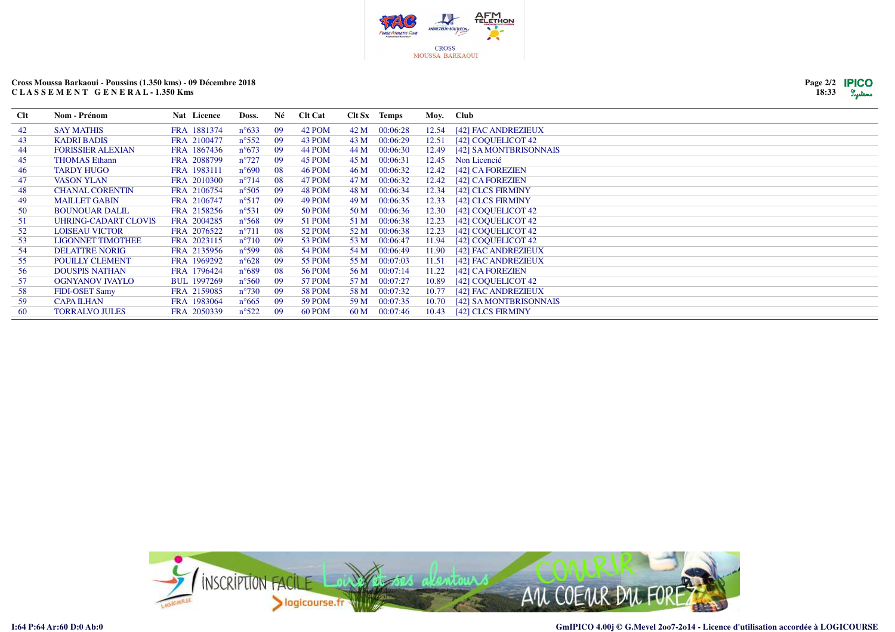**Cross Moussa Barkaoui - Poussins (1.350 kms) - 09 Décembre 2018**
**C L A S S E M E N T   G E N E R A L - 1.350 Kms**

| Clt | Nom - Prénom | Nat | Licence | Doss. | Né | Clt Cat | Clt Sx | Temps | Moy. | Club |
|---|---|---|---|---|---|---|---|---|---|---|
| 42 | SAY MATHIS | FRA | 1881374 | n°633 | 09 | 42 POM | 42 M | 00:06:28 | 12.54 | [42] FAC ANDREZIEUX |
| 43 | KADRI BADIS | FRA | 2100477 | n°552 | 09 | 43 POM | 43 M | 00:06:29 | 12.51 | [42] COQUELICOT 42 |
| 44 | FORISSIER ALEXIAN | FRA | 1867436 | n°673 | 09 | 44 POM | 44 M | 00:06:30 | 12.49 | [42] SA MONTBRISONNAIS |
| 45 | THOMAS Ethann | FRA | 2088799 | n°727 | 09 | 45 POM | 45 M | 00:06:31 | 12.45 | Non Licencié |
| 46 | TARDY HUGO | FRA | 1983111 | n°690 | 08 | 46 POM | 46 M | 00:06:32 | 12.42 | [42] CA FOREZIEN |
| 47 | VASON YLAN | FRA | 2010300 | n°714 | 08 | 47 POM | 47 M | 00:06:32 | 12.42 | [42] CA FOREZIEN |
| 48 | CHANAL CORENTIN | FRA | 2106754 | n°505 | 09 | 48 POM | 48 M | 00:06:34 | 12.34 | [42] CLCS FIRMINY |
| 49 | MAILLET GABIN | FRA | 2106747 | n°517 | 09 | 49 POM | 49 M | 00:06:35 | 12.33 | [42] CLCS FIRMINY |
| 50 | BOUNOUAR DALIL | FRA | 2158256 | n°531 | 09 | 50 POM | 50 M | 00:06:36 | 12.30 | [42] COQUELICOT 42 |
| 51 | UHRING-CADART CLOVIS | FRA | 2004285 | n°568 | 09 | 51 POM | 51 M | 00:06:38 | 12.23 | [42] COQUELICOT 42 |
| 52 | LOISEAU VICTOR | FRA | 2076522 | n°711 | 08 | 52 POM | 52 M | 00:06:38 | 12.23 | [42] COQUELICOT 42 |
| 53 | LIGONNET TIMOTHEE | FRA | 2023115 | n°710 | 09 | 53 POM | 53 M | 00:06:47 | 11.94 | [42] COQUELICOT 42 |
| 54 | DELATTRE NORIG | FRA | 2135956 | n°599 | 08 | 54 POM | 54 M | 00:06:49 | 11.90 | [42] FAC ANDREZIEUX |
| 55 | POUILLY CLEMENT | FRA | 1969292 | n°628 | 09 | 55 POM | 55 M | 00:07:03 | 11.51 | [42] FAC ANDREZIEUX |
| 56 | DOUSPIS NATHAN | FRA | 1796424 | n°689 | 08 | 56 POM | 56 M | 00:07:14 | 11.22 | [42] CA FOREZIEN |
| 57 | OGNYANOV IVAYLO | BUL | 1997269 | n°560 | 09 | 57 POM | 57 M | 00:07:27 | 10.89 | [42] COQUELICOT 42 |
| 58 | FIDI-OSET Samy | FRA | 2159085 | n°730 | 09 | 58 POM | 58 M | 00:07:32 | 10.77 | [42] FAC ANDREZIEUX |
| 59 | CAPA ILHAN | FRA | 1983064 | n°665 | 09 | 59 POM | 59 M | 00:07:35 | 10.70 | [42] SA MONTBRISONNAIS |
| 60 | TORRALVO JULES | FRA | 2050339 | n°522 | 09 | 60 POM | 60 M | 00:07:46 | 10.43 | [42] CLCS FIRMINY |

I:64 P:64 Ar:60 D:0 Ab:0

GmIPICO 4.00j © G.Mevel 2oo7-2o14 - Licence d'utilisation accordée à LOGICOURSE